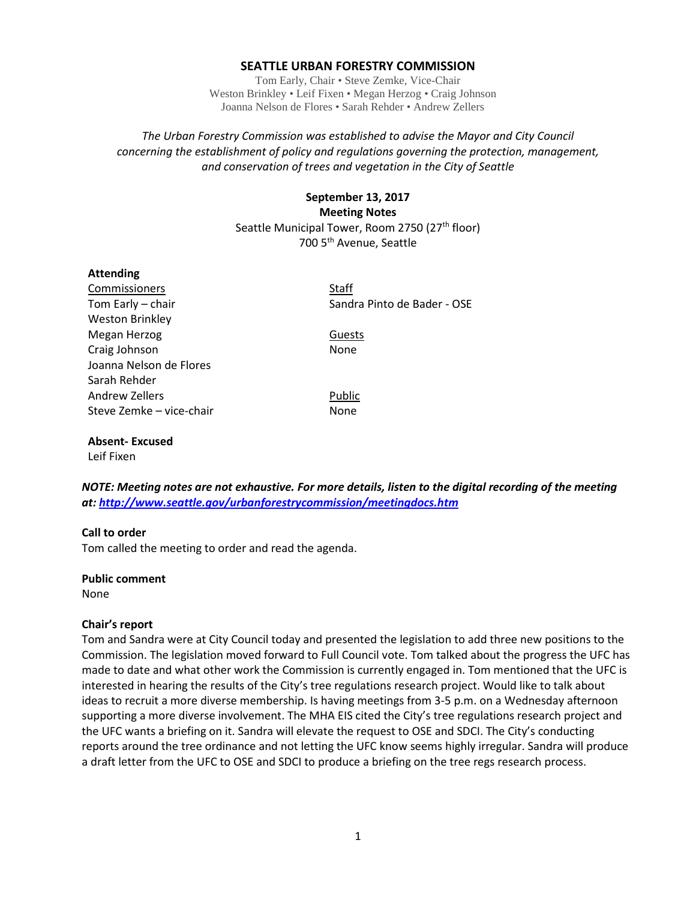# SEATTLE URBAN FORESTRY COMMISSION

Tom Early, Chair • Steve Zemke, Vice-Chair
Weston Brinkley • Leif Fixen • Megan Herzog • Craig Johnson
Joanna Nelson de Flores • Sarah Rehder • Andrew Zellers

*The Urban Forestry Commission was established to advise the Mayor and City Council concerning the establishment of policy and regulations governing the protection, management, and conservation of trees and vegetation in the City of Seattle*

**September 13, 2017**
**Meeting Notes**
Seattle Municipal Tower, Room 2750 (27th floor)
700 5th Avenue, Seattle

**Attending**

| Commissioners | Staff |
|---|---|
| Tom Early – chair | Sandra Pinto de Bader - OSE |
| Weston Brinkley | |
| Megan Herzog | Guests |
| Craig Johnson | None |
| Joanna Nelson de Flores | |
| Sarah Rehder | |
| Andrew Zellers | Public |
| Steve Zemke – vice-chair | None |

**Absent- Excused**
Leif Fixen

***NOTE: Meeting notes are not exhaustive. For more details, listen to the digital recording of the meeting at: http://www.seattle.gov/urbanforestrycommission/meetingdocs.htm***

**Call to order**
Tom called the meeting to order and read the agenda.

**Public comment**
None

**Chair's report**
Tom and Sandra were at City Council today and presented the legislation to add three new positions to the Commission. The legislation moved forward to Full Council vote. Tom talked about the progress the UFC has made to date and what other work the Commission is currently engaged in. Tom mentioned that the UFC is interested in hearing the results of the City's tree regulations research project. Would like to talk about ideas to recruit a more diverse membership. Is having meetings from 3-5 p.m. on a Wednesday afternoon supporting a more diverse involvement. The MHA EIS cited the City's tree regulations research project and the UFC wants a briefing on it. Sandra will elevate the request to OSE and SDCI. The City's conducting reports around the tree ordinance and not letting the UFC know seems highly irregular. Sandra will produce a draft letter from the UFC to OSE and SDCI to produce a briefing on the tree regs research process.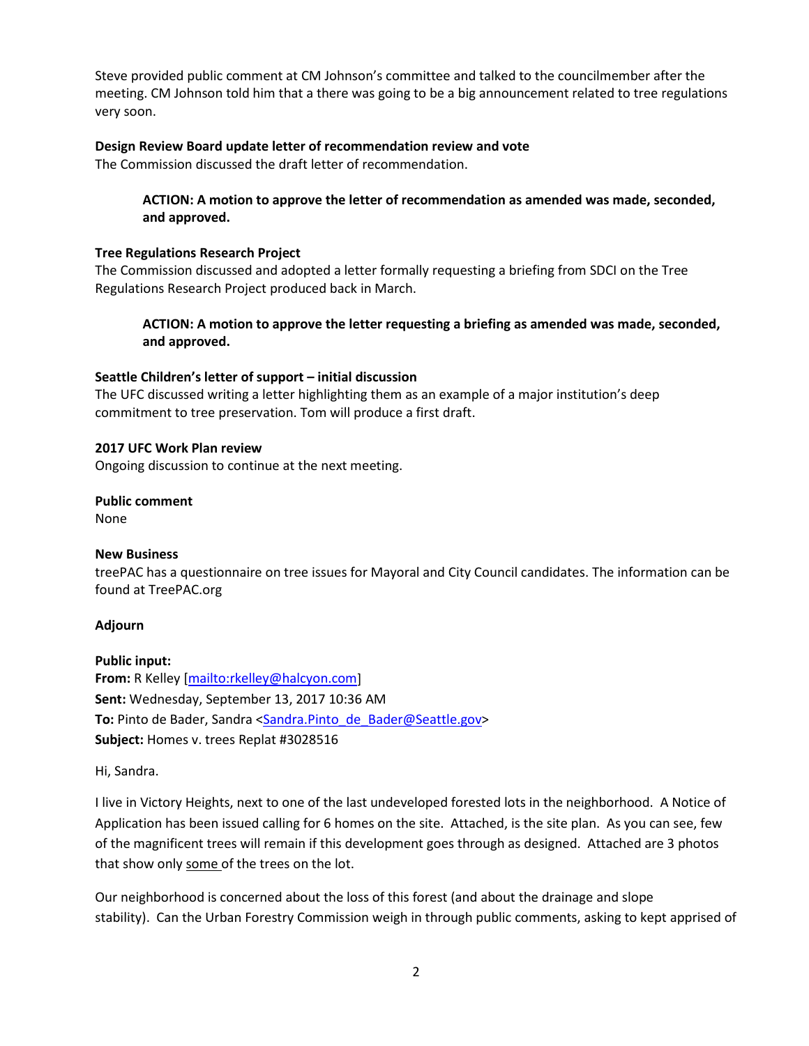Steve provided public comment at CM Johnson's committee and talked to the councilmember after the meeting. CM Johnson told him that a there was going to be a big announcement related to tree regulations very soon.

**Design Review Board update letter of recommendation review and vote**
The Commission discussed the draft letter of recommendation.

> **ACTION: A motion to approve the letter of recommendation as amended was made, seconded, and approved.**

**Tree Regulations Research Project**
The Commission discussed and adopted a letter formally requesting a briefing from SDCI on the Tree Regulations Research Project produced back in March.

> **ACTION: A motion to approve the letter requesting a briefing as amended was made, seconded, and approved.**

**Seattle Children's letter of support – initial discussion**
The UFC discussed writing a letter highlighting them as an example of a major institution's deep commitment to tree preservation. Tom will produce a first draft.

**2017 UFC Work Plan review**
Ongoing discussion to continue at the next meeting.

**Public comment**
None

**New Business**
treePAC has a questionnaire on tree issues for Mayoral and City Council candidates. The information can be found at TreePAC.org

**Adjourn**

**Public input:**
**From:** R Kelley [mailto:rkelley@halcyon.com]
**Sent:** Wednesday, September 13, 2017 10:36 AM
**To:** Pinto de Bader, Sandra <Sandra.Pinto_de_Bader@Seattle.gov>
**Subject:** Homes v. trees Replat #3028516

Hi, Sandra.

I live in Victory Heights, next to one of the last undeveloped forested lots in the neighborhood. A Notice of Application has been issued calling for 6 homes on the site. Attached, is the site plan. As you can see, few of the magnificent trees will remain if this development goes through as designed. Attached are 3 photos that show only <u>some</u> of the trees on the lot.

Our neighborhood is concerned about the loss of this forest (and about the drainage and slope stability). Can the Urban Forestry Commission weigh in through public comments, asking to kept apprised of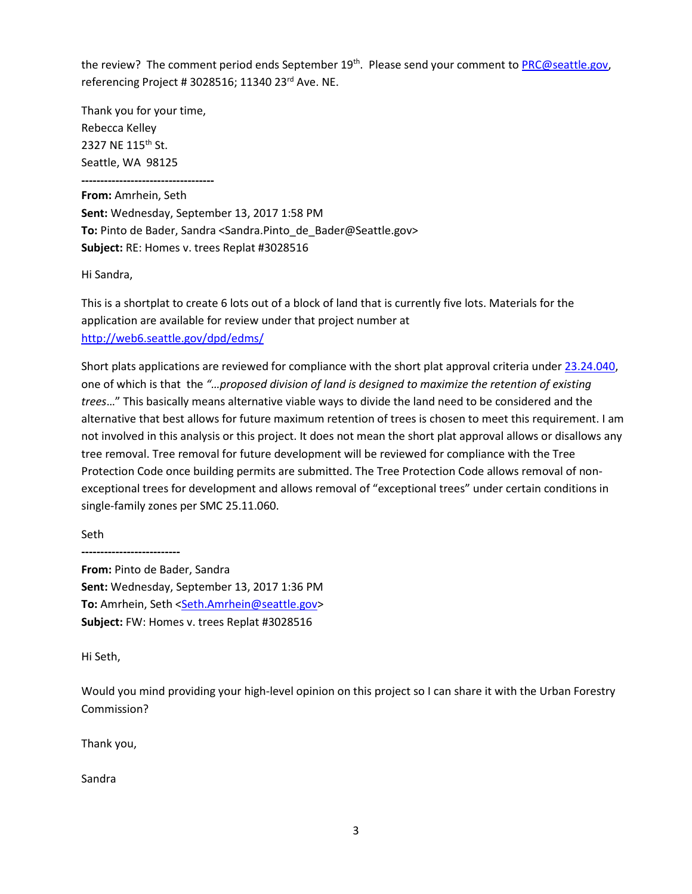the review? The comment period ends September 19th. Please send your comment to PRC@seattle.gov, referencing Project # 3028516; 11340 23rd Ave. NE.

Thank you for your time,
Rebecca Kelley
2327 NE 115th St.
Seattle, WA 98125

-----------------------------------

**From:** Amrhein, Seth
**Sent:** Wednesday, September 13, 2017 1:58 PM
**To:** Pinto de Bader, Sandra <Sandra.Pinto_de_Bader@Seattle.gov>
**Subject:** RE: Homes v. trees Replat #3028516

Hi Sandra,

This is a shortplat to create 6 lots out of a block of land that is currently five lots. Materials for the application are available for review under that project number at http://web6.seattle.gov/dpd/edms/

Short plats applications are reviewed for compliance with the short plat approval criteria under 23.24.040, one of which is that the *"…proposed division of land is designed to maximize the retention of existing trees…"* This basically means alternative viable ways to divide the land need to be considered and the alternative that best allows for future maximum retention of trees is chosen to meet this requirement. I am not involved in this analysis or this project. It does not mean the short plat approval allows or disallows any tree removal. Tree removal for future development will be reviewed for compliance with the Tree Protection Code once building permits are submitted. The Tree Protection Code allows removal of non-exceptional trees for development and allows removal of "exceptional trees" under certain conditions in single-family zones per SMC 25.11.060.

Seth

--------------------------

**From:** Pinto de Bader, Sandra
**Sent:** Wednesday, September 13, 2017 1:36 PM
**To:** Amrhein, Seth <Seth.Amrhein@seattle.gov>
**Subject:** FW: Homes v. trees Replat #3028516

Hi Seth,

Would you mind providing your high-level opinion on this project so I can share it with the Urban Forestry Commission?

Thank you,

Sandra